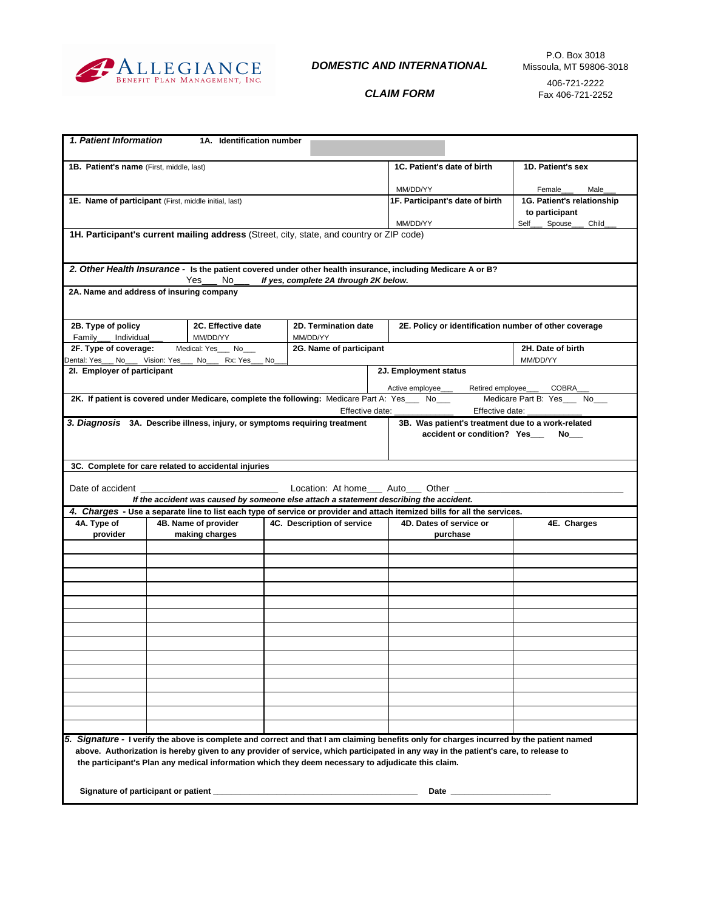ALLEGIANCE
Benefit Plan Management, Inc.

***DOMESTIC AND INTERNATIONAL***

***CLAIM FORM***

P.O. Box 3018
Missoula, MT 59806-3018

406-721-2222
Fax 406-721-2252

***1. Patient Information*** **1A. Identification number**

| **1B. Patient's name** (First, middle, last) | **1C. Patient's date of birth** MM/DD/YY | **1D. Patient's sex** Female___ Male___ |
|---|---|---|
| **1E. Name of participant** (First, middle initial, last) | **1F. Participant's date of birth** MM/DD/YY | **1G. Patient's relationship to participant** Self___ Spouse___ Child___ |

**1H. Participant's current mailing address** (Street, city, state, and country or ZIP code)

***2. Other Health Insurance -*** **Is the patient covered under other health insurance, including Medicare A or B?**
Yes___ No___ ***If yes, complete 2A through 2K below.***

**2A. Name and address of insuring company**

| **2B. Type of policy** Family___ Individual___ | **2C. Effective date** MM/DD/YY | **2D. Termination date** MM/DD/YY | **2E. Policy or identification number of other coverage** |
|---|---|---|---|
| **2F. Type of coverage:** Medical: Yes___ No___ Dental: Yes___ No___ Vision: Yes___ No___ Rx: Yes___ No___ | | **2G. Name of participant** | **2H. Date of birth** MM/DD/YY |

| **2I. Employer of participant** | **2J. Employment status** Active employee___ Retired employee___ COBRA___ |
|---|---|

**2K. If patient is covered under Medicare, complete the following:** Medicare Part A: Yes___ No___ Effective date: ____________ Medicare Part B: Yes___ No___ Effective date: ____________

| ***3. Diagnosis*** **3A. Describe illness, injury, or symptoms requiring treatment** | **3B. Was patient's treatment due to a work-related accident or condition? Yes___ No___** |
|---|---|

**3C. Complete for care related to accidental injuries**

Date of accident ________________________ Location: At home___ Auto___ Other ______________________________

***If the accident was caused by someone else attach a statement describing the accident.***

***4. Charges*** **- Use a separate line to list each type of service or provider and attach itemized bills for all the services.**

| 4A. Type of provider | 4B. Name of provider making charges | 4C. Description of service | 4D. Dates of service or purchase | 4E. Charges |
|---|---|---|---|---|
| | | | | |
| | | | | |
| | | | | |
| | | | | |
| | | | | |
| | | | | |
| | | | | |
| | | | | |
| | | | | |
| | | | | |
| | | | | |
| | | | | |
| | | | | |
| | | | | |

***5. Signature -*** **I verify the above is complete and correct and that I am claiming benefits only for charges incurred by the patient named above. Authorization is hereby given to any provider of service, which participated in any way in the patient's care, to release to the participant's Plan any medical information which they deem necessary to adjudicate this claim.**

**Signature of participant or patient** ________________________________________ **Date** ____________________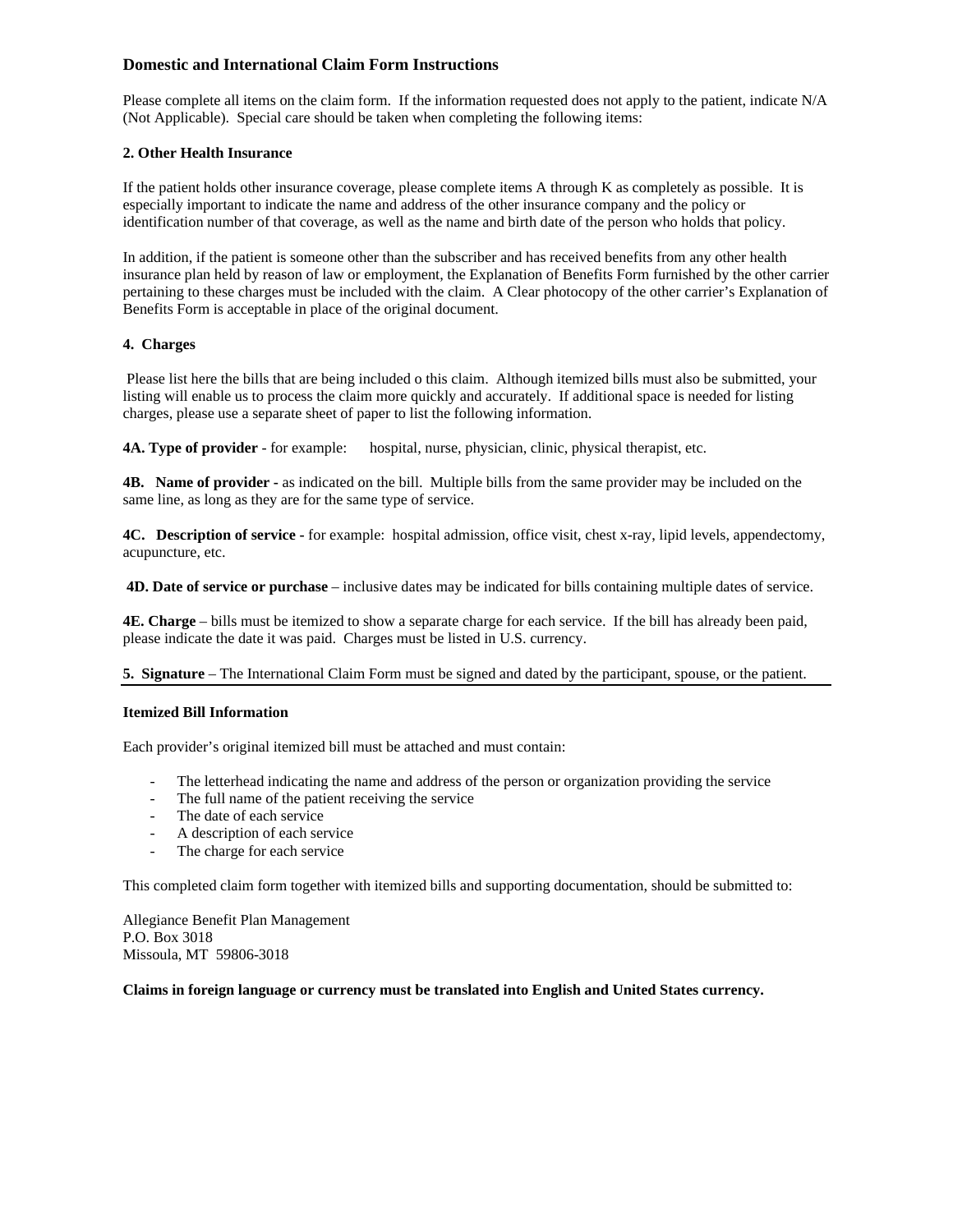# Domestic and International Claim Form Instructions

Please complete all items on the claim form. If the information requested does not apply to the patient, indicate N/A (Not Applicable). Special care should be taken when completing the following items:

**2. Other Health Insurance**

If the patient holds other insurance coverage, please complete items A through K as completely as possible. It is especially important to indicate the name and address of the other insurance company and the policy or identification number of that coverage, as well as the name and birth date of the person who holds that policy.

In addition, if the patient is someone other than the subscriber and has received benefits from any other health insurance plan held by reason of law or employment, the Explanation of Benefits Form furnished by the other carrier pertaining to these charges must be included with the claim. A Clear photocopy of the other carrier's Explanation of Benefits Form is acceptable in place of the original document.

**4. Charges**

Please list here the bills that are being included o this claim. Although itemized bills must also be submitted, your listing will enable us to process the claim more quickly and accurately. If additional space is needed for listing charges, please use a separate sheet of paper to list the following information.

**4A. Type of provider** - for example: hospital, nurse, physician, clinic, physical therapist, etc.

**4B. Name of provider -** as indicated on the bill. Multiple bills from the same provider may be included on the same line, as long as they are for the same type of service.

**4C. Description of service -** for example: hospital admission, office visit, chest x-ray, lipid levels, appendectomy, acupuncture, etc.

**4D. Date of service or purchase** – inclusive dates may be indicated for bills containing multiple dates of service.

**4E. Charge** – bills must be itemized to show a separate charge for each service. If the bill has already been paid, please indicate the date it was paid. Charges must be listed in U.S. currency.

**5. Signature** – The International Claim Form must be signed and dated by the participant, spouse, or the patient.

---

**Itemized Bill Information**

Each provider's original itemized bill must be attached and must contain:

- The letterhead indicating the name and address of the person or organization providing the service
- The full name of the patient receiving the service
- The date of each service
- A description of each service
- The charge for each service

This completed claim form together with itemized bills and supporting documentation, should be submitted to:

Allegiance Benefit Plan Management
P.O. Box 3018
Missoula, MT 59806-3018

**Claims in foreign language or currency must be translated into English and United States currency.**